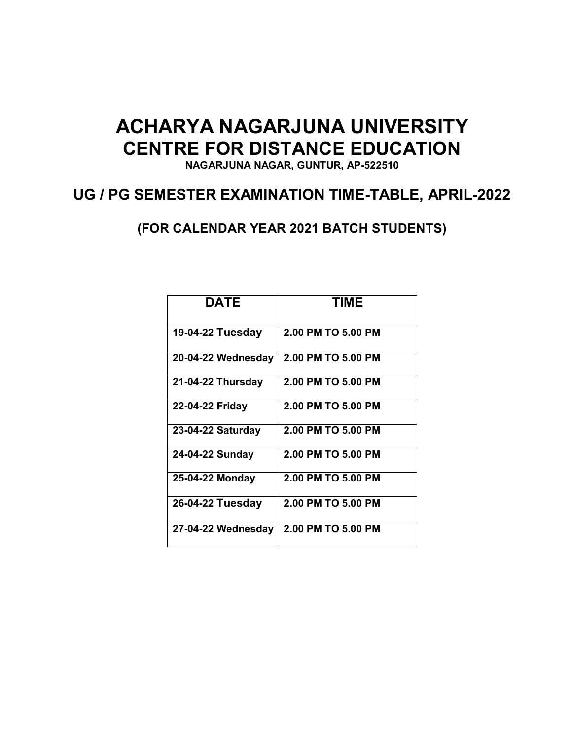# ACHARYA NAGARJUNA UNIVERSITY
# CENTRE FOR DISTANCE EDUCATION

**NAGARJUNA NAGAR, GUNTUR, AP-522510**

## UG / PG SEMESTER EXAMINATION TIME-TABLE, APRIL-2022

### (FOR CALENDAR YEAR 2021 BATCH STUDENTS)

| DATE | TIME |
|---|---|
| 19-04-22 Tuesday | 2.00 PM TO 5.00 PM |
| 20-04-22 Wednesday | 2.00 PM TO 5.00 PM |
| 21-04-22 Thursday | 2.00 PM TO 5.00 PM |
| 22-04-22 Friday | 2.00 PM TO 5.00 PM |
| 23-04-22 Saturday | 2.00 PM TO 5.00 PM |
| 24-04-22 Sunday | 2.00 PM TO 5.00 PM |
| 25-04-22 Monday | 2.00 PM TO 5.00 PM |
| 26-04-22 Tuesday | 2.00 PM TO 5.00 PM |
| 27-04-22 Wednesday | 2.00 PM TO 5.00 PM |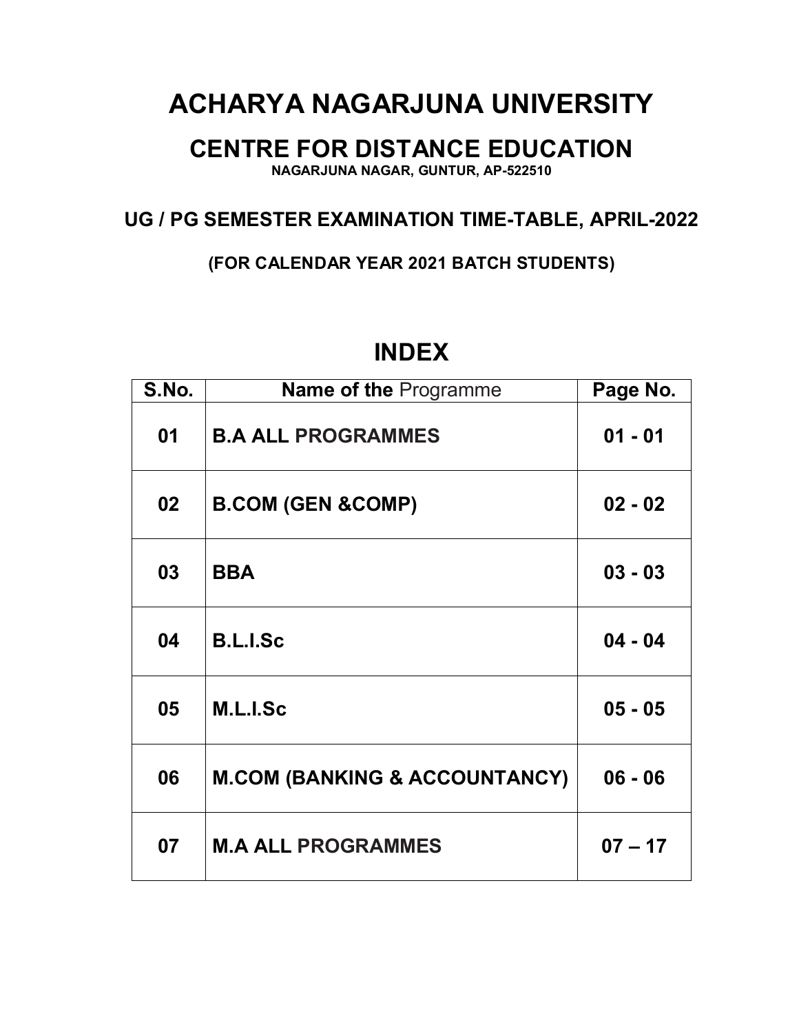# ACHARYA NAGARJUNA UNIVERSITY

## CENTRE FOR DISTANCE EDUCATION

**NAGARJUNA NAGAR, GUNTUR, AP-522510**

### UG / PG SEMESTER EXAMINATION TIME-TABLE, APRIL-2022

**(FOR CALENDAR YEAR 2021 BATCH STUDENTS)**

## INDEX

| S.No. | Name of the Programme | Page No. |
|---|---|---|
| 01 | B.A ALL PROGRAMMES | 01 - 01 |
| 02 | B.COM (GEN &COMP) | 02 - 02 |
| 03 | BBA | 03 - 03 |
| 04 | B.L.I.Sc | 04 - 04 |
| 05 | M.L.I.Sc | 05 - 05 |
| 06 | M.COM (BANKING & ACCOUNTANCY) | 06 - 06 |
| 07 | M.A ALL PROGRAMMES | 07 – 17 |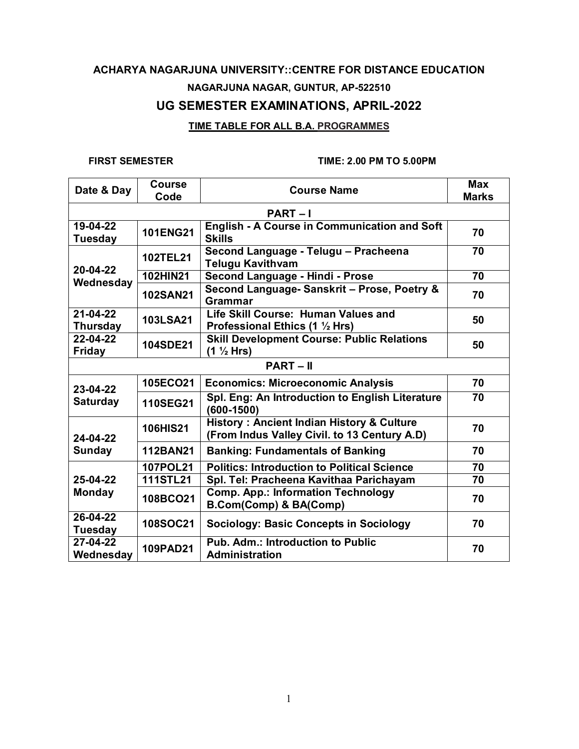**ACHARYA NAGARJUNA UNIVERSITY::CENTRE FOR DISTANCE EDUCATION**

**NAGARJUNA NAGAR, GUNTUR, AP-522510**

## UG SEMESTER EXAMINATIONS, APRIL-2022

**TIME TABLE FOR ALL B.A. PROGRAMMES**

**FIRST SEMESTER** **TIME: 2.00 PM TO 5.00PM**

| Date & Day | Course Code | Course Name | Max Marks |
|---|---|---|---|
| **PART – I** | | | |
| 19-04-22 Tuesday | 101ENG21 | English - A Course in Communication and Soft Skills | 70 |
| 20-04-22 Wednesday | 102TEL21 | Second Language - Telugu – Pracheena Telugu Kavithvam | 70 |
| | 102HIN21 | Second Language - Hindi - Prose | 70 |
| | 102SAN21 | Second Language- Sanskrit – Prose, Poetry & Grammar | 70 |
| 21-04-22 Thursday | 103LSA21 | Life Skill Course: Human Values and Professional Ethics (1 ½ Hrs) | 50 |
| 22-04-22 Friday | 104SDE21 | Skill Development Course: Public Relations (1 ½ Hrs) | 50 |
| **PART – II** | | | |
| 23-04-22 Saturday | 105ECO21 | Economics: Microeconomic Analysis | 70 |
| | 110SEG21 | Spl. Eng: An Introduction to English Literature (600-1500) | 70 |
| 24-04-22 Sunday | 106HIS21 | History : Ancient Indian History & Culture (From Indus Valley Civil. to 13 Century A.D) | 70 |
| | 112BAN21 | Banking: Fundamentals of Banking | 70 |
| 25-04-22 Monday | 107POL21 | Politics: Introduction to Political Science | 70 |
| | 111STL21 | Spl. Tel: Pracheena Kavithaa Parichayam | 70 |
| | 108BCO21 | Comp. App.: Information Technology B.Com(Comp) & BA(Comp) | 70 |
| 26-04-22 Tuesday | 108SOC21 | Sociology: Basic Concepts in Sociology | 70 |
| 27-04-22 Wednesday | 109PAD21 | Pub. Adm.: Introduction to Public Administration | 70 |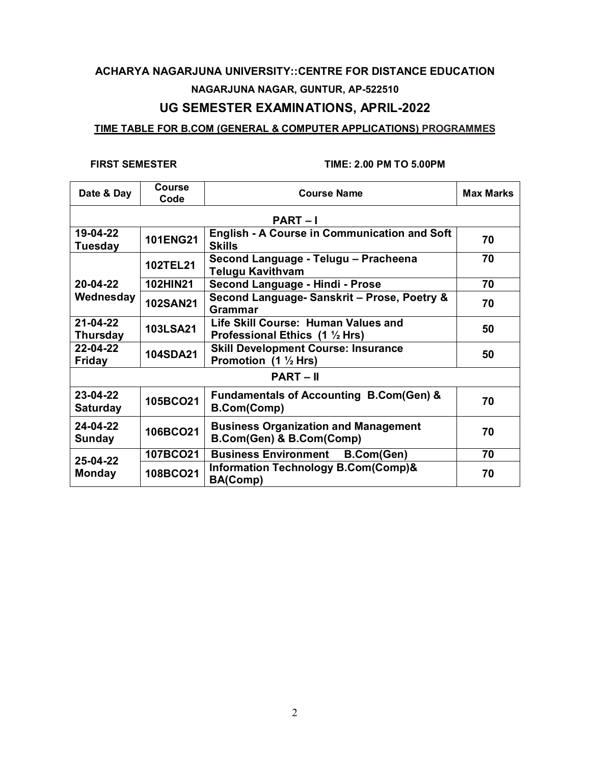## ACHARYA NAGARJUNA UNIVERSITY::CENTRE FOR DISTANCE EDUCATION

### NAGARJUNA NAGAR, GUNTUR, AP-522510

## UG SEMESTER EXAMINATIONS, APRIL-2022

**TIME TABLE FOR B.COM (GENERAL & COMPUTER APPLICATIONS) PROGRAMMES**

**FIRST SEMESTER** **TIME: 2.00 PM TO 5.00PM**

| Date & Day | Course Code | Course Name | Max Marks |
|---|---|---|---|
| **PART – I** | | | |
| 19-04-22 Tuesday | 101ENG21 | English - A Course in Communication and Soft Skills | 70 |
| 20-04-22 Wednesday | 102TEL21 | Second Language - Telugu – Pracheena Telugu Kavithvam | 70 |
| | 102HIN21 | Second Language - Hindi - Prose | 70 |
| | 102SAN21 | Second Language- Sanskrit – Prose, Poetry & Grammar | 70 |
| 21-04-22 Thursday | 103LSA21 | Life Skill Course: Human Values and Professional Ethics (1 ½ Hrs) | 50 |
| 22-04-22 Friday | 104SDA21 | Skill Development Course: Insurance Promotion (1 ½ Hrs) | 50 |
| **PART – II** | | | |
| 23-04-22 Saturday | 105BCO21 | Fundamentals of Accounting B.Com(Gen) & B.Com(Comp) | 70 |
| 24-04-22 Sunday | 106BCO21 | Business Organization and Management B.Com(Gen) & B.Com(Comp) | 70 |
| 25-04-22 Monday | 107BCO21 | Business Environment B.Com(Gen) | 70 |
| | 108BCO21 | Information Technology B.Com(Comp)& BA(Comp) | 70 |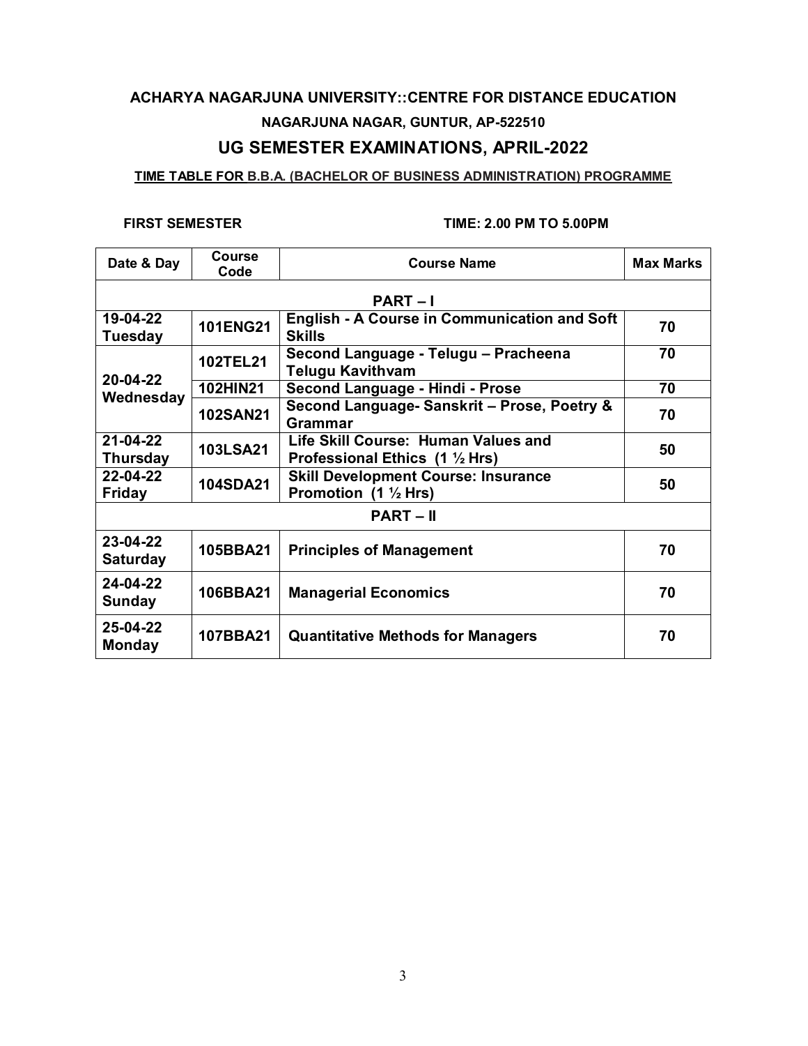**ACHARYA NAGARJUNA UNIVERSITY::CENTRE FOR DISTANCE EDUCATION**

**NAGARJUNA NAGAR, GUNTUR, AP-522510**

## UG SEMESTER EXAMINATIONS, APRIL-2022

**TIME TABLE FOR B.B.A. (BACHELOR OF BUSINESS ADMINISTRATION) PROGRAMME**

**FIRST SEMESTER** **TIME: 2.00 PM TO 5.00PM**

| Date & Day | Course Code | Course Name | Max Marks |
|---|---|---|---|
| **PART – I** | | | |
| 19-04-22 Tuesday | 101ENG21 | English - A Course in Communication and Soft Skills | 70 |
| 20-04-22 Wednesday | 102TEL21 | Second Language - Telugu – Pracheena Telugu Kavithvam | 70 |
| | 102HIN21 | Second Language - Hindi - Prose | 70 |
| | 102SAN21 | Second Language- Sanskrit – Prose, Poetry & Grammar | 70 |
| 21-04-22 Thursday | 103LSA21 | Life Skill Course: Human Values and Professional Ethics (1 ½ Hrs) | 50 |
| 22-04-22 Friday | 104SDA21 | Skill Development Course: Insurance Promotion (1 ½ Hrs) | 50 |
| **PART – II** | | | |
| 23-04-22 Saturday | 105BBA21 | Principles of Management | 70 |
| 24-04-22 Sunday | 106BBA21 | Managerial Economics | 70 |
| 25-04-22 Monday | 107BBA21 | Quantitative Methods for Managers | 70 |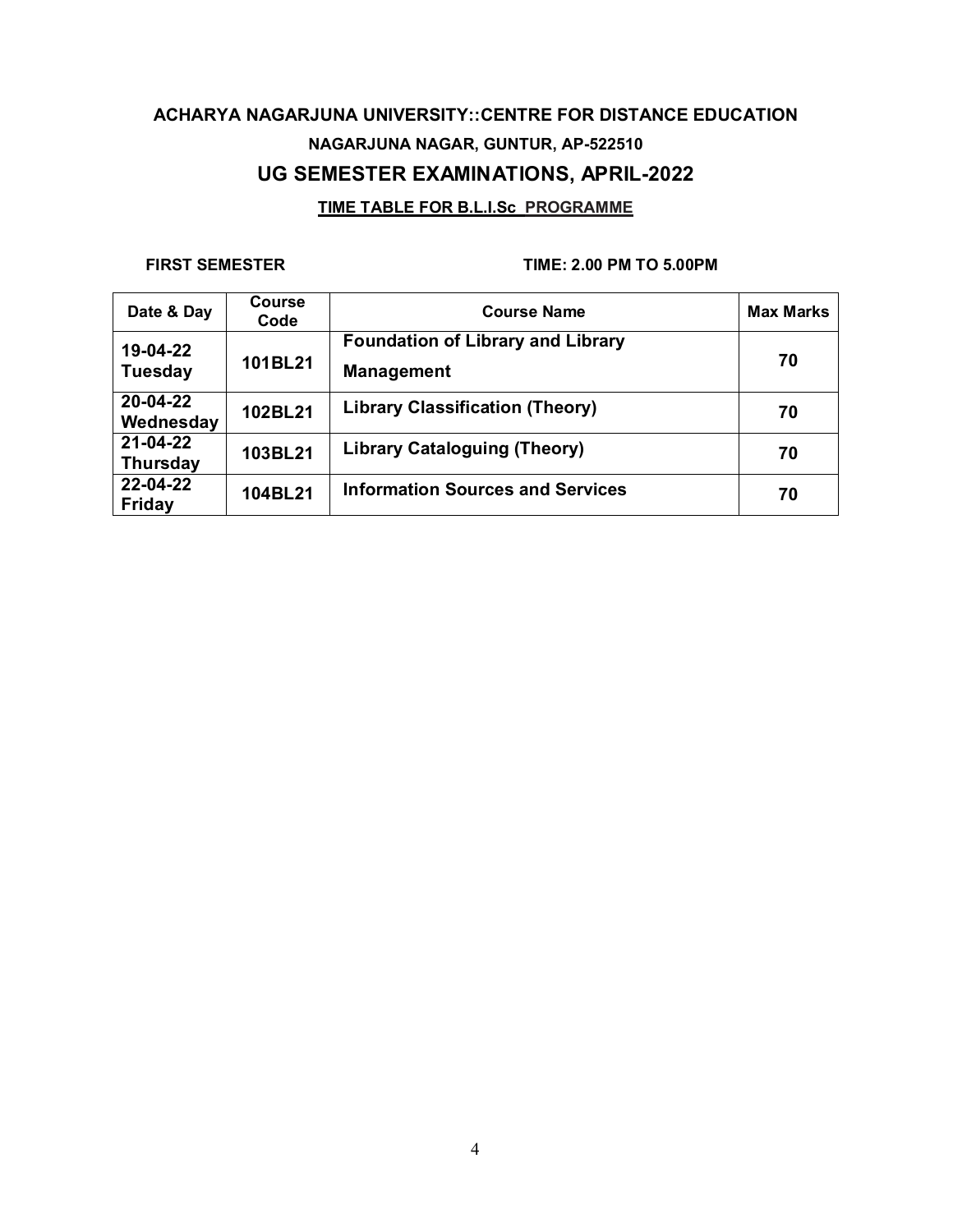**ACHARYA NAGARJUNA UNIVERSITY::CENTRE FOR DISTANCE EDUCATION**

**NAGARJUNA NAGAR, GUNTUR, AP-522510**

## UG SEMESTER EXAMINATIONS, APRIL-2022

**TIME TABLE FOR B.L.I.Sc PROGRAMME**

**FIRST SEMESTER** **TIME: 2.00 PM TO 5.00PM**

| Date & Day | Course Code | Course Name | Max Marks |
|---|---|---|---|
| 19-04-22 Tuesday | 101BL21 | Foundation of Library and Library Management | 70 |
| 20-04-22 Wednesday | 102BL21 | Library Classification (Theory) | 70 |
| 21-04-22 Thursday | 103BL21 | Library Cataloguing (Theory) | 70 |
| 22-04-22 Friday | 104BL21 | Information Sources and Services | 70 |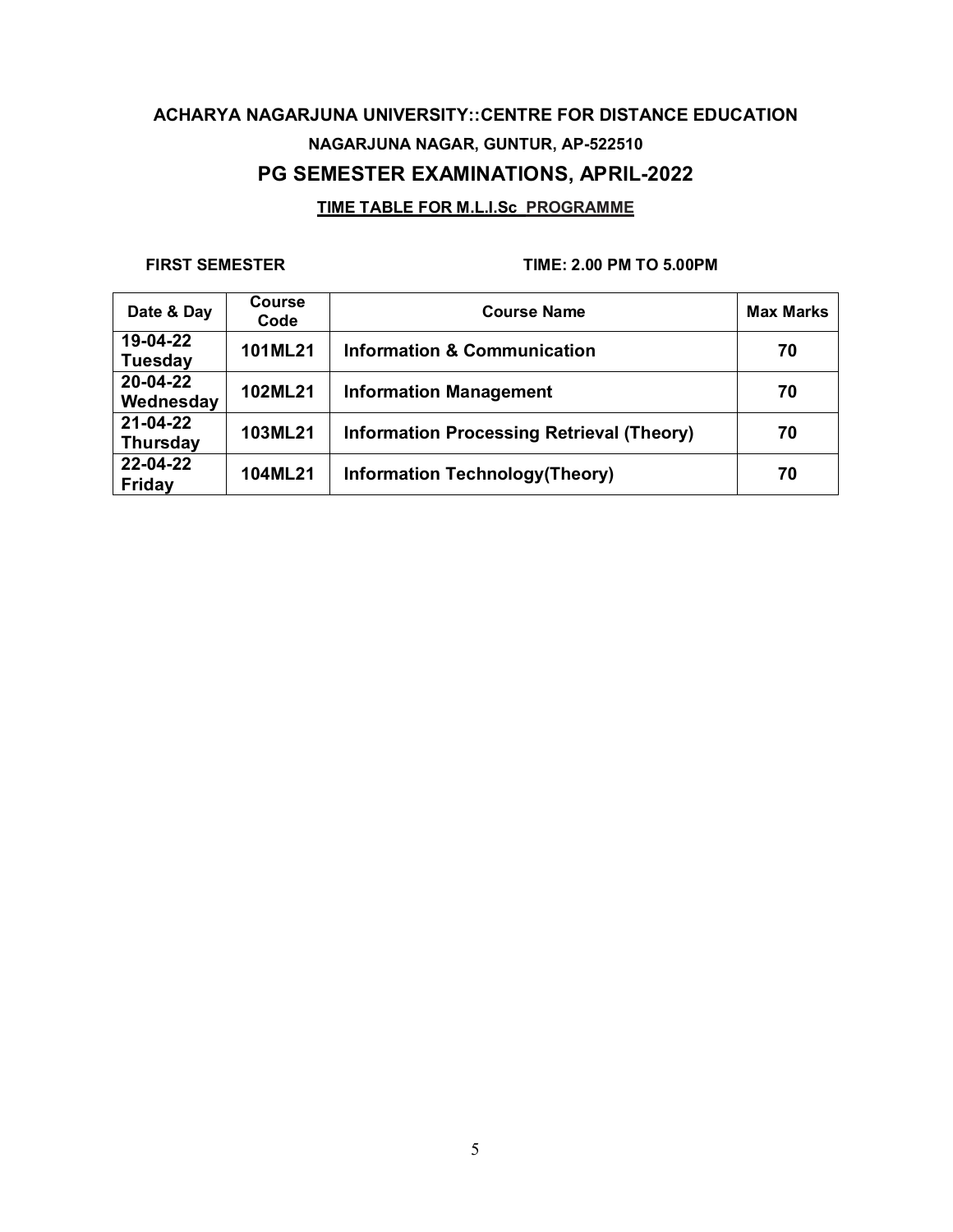# ACHARYA NAGARJUNA UNIVERSITY::CENTRE FOR DISTANCE EDUCATION

### NAGARJUNA NAGAR, GUNTUR, AP-522510

## PG SEMESTER EXAMINATIONS, APRIL-2022

**TIME TABLE FOR M.L.I.Sc PROGRAMME**

**FIRST SEMESTER** **TIME: 2.00 PM TO 5.00PM**

| Date & Day | Course Code | Course Name | Max Marks |
|---|---|---|---|
| **19-04-22 Tuesday** | **101ML21** | **Information & Communication** | **70** |
| **20-04-22 Wednesday** | **102ML21** | **Information Management** | **70** |
| **21-04-22 Thursday** | **103ML21** | **Information Processing Retrieval (Theory)** | **70** |
| **22-04-22 Friday** | **104ML21** | **Information Technology(Theory)** | **70** |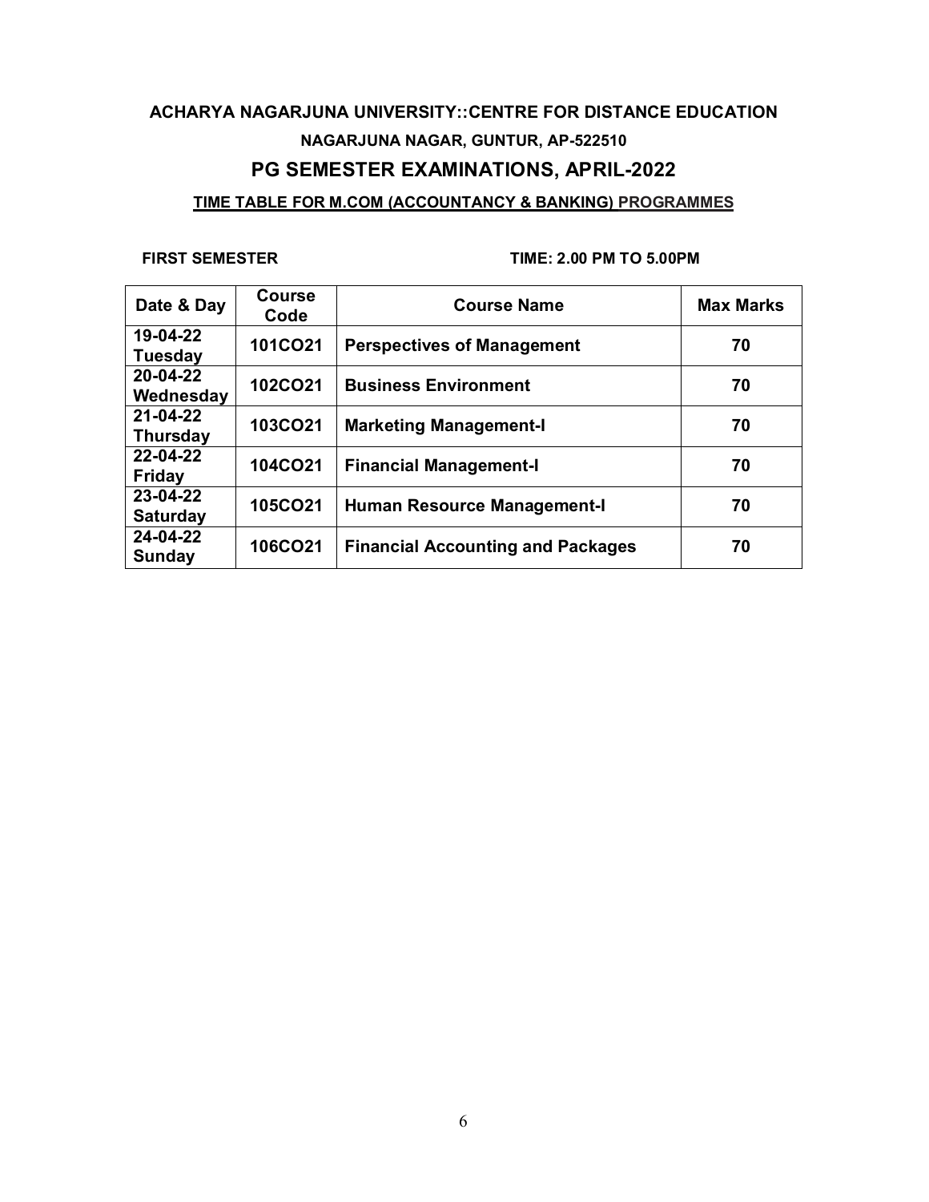**ACHARYA NAGARJUNA UNIVERSITY::CENTRE FOR DISTANCE EDUCATION**

**NAGARJUNA NAGAR, GUNTUR, AP-522510**

## PG SEMESTER EXAMINATIONS, APRIL-2022

**TIME TABLE FOR M.COM (ACCOUNTANCY & BANKING) PROGRAMMES**

**FIRST SEMESTER** **TIME: 2.00 PM TO 5.00PM**

| Date & Day | Course Code | Course Name | Max Marks |
|---|---|---|---|
| 19-04-22 Tuesday | 101CO21 | Perspectives of Management | 70 |
| 20-04-22 Wednesday | 102CO21 | Business Environment | 70 |
| 21-04-22 Thursday | 103CO21 | Marketing Management-I | 70 |
| 22-04-22 Friday | 104CO21 | Financial Management-I | 70 |
| 23-04-22 Saturday | 105CO21 | Human Resource Management-I | 70 |
| 24-04-22 Sunday | 106CO21 | Financial Accounting and Packages | 70 |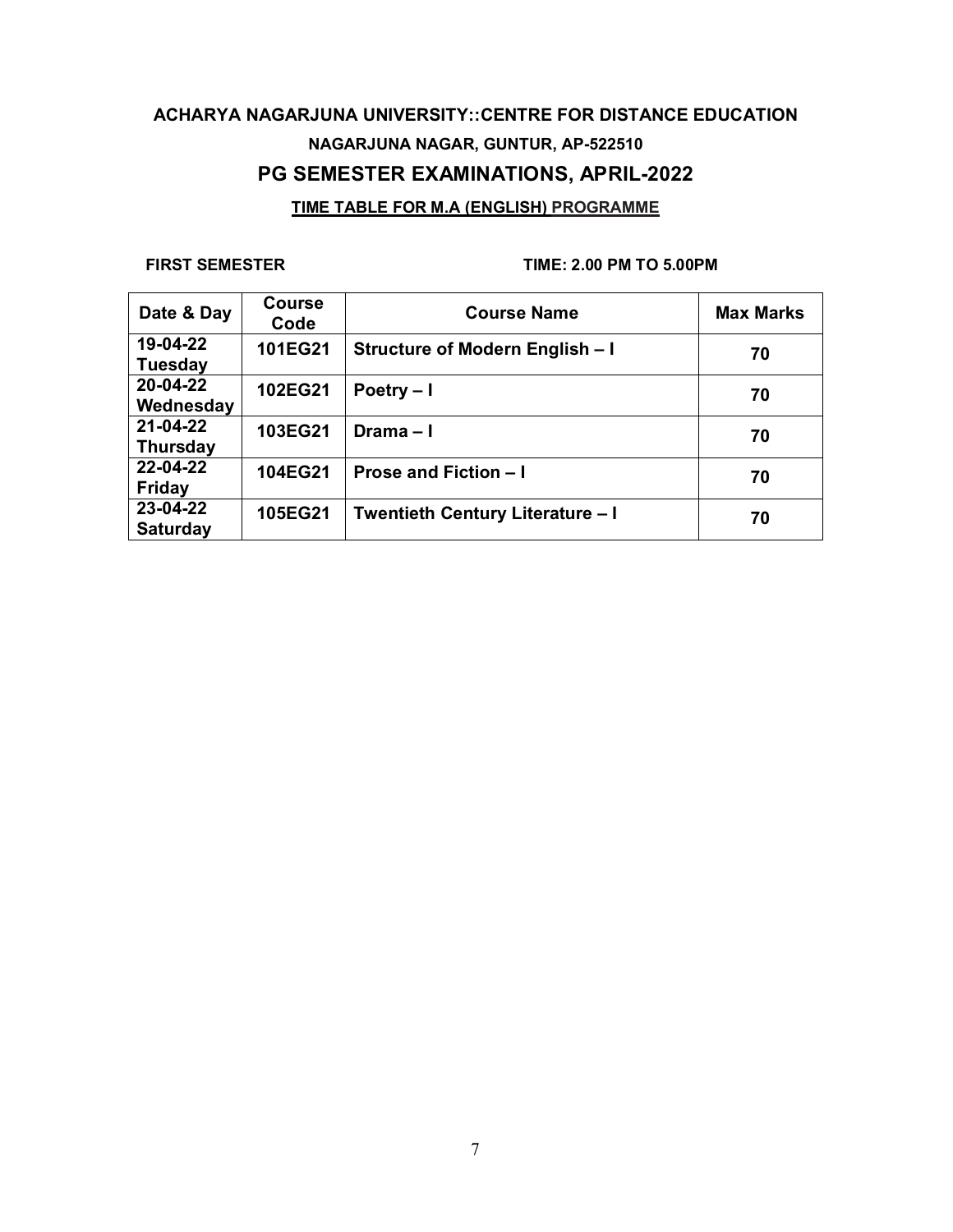**ACHARYA NAGARJUNA UNIVERSITY::CENTRE FOR DISTANCE EDUCATION**

**NAGARJUNA NAGAR, GUNTUR, AP-522510**

## PG SEMESTER EXAMINATIONS, APRIL-2022

**TIME TABLE FOR M.A (ENGLISH) PROGRAMME**

**FIRST SEMESTER** **TIME: 2.00 PM TO 5.00PM**

| Date & Day | Course Code | Course Name | Max Marks |
|---|---|---|---|
| 19-04-22 Tuesday | 101EG21 | Structure of Modern English – I | 70 |
| 20-04-22 Wednesday | 102EG21 | Poetry – I | 70 |
| 21-04-22 Thursday | 103EG21 | Drama – I | 70 |
| 22-04-22 Friday | 104EG21 | Prose and Fiction – I | 70 |
| 23-04-22 Saturday | 105EG21 | Twentieth Century Literature – I | 70 |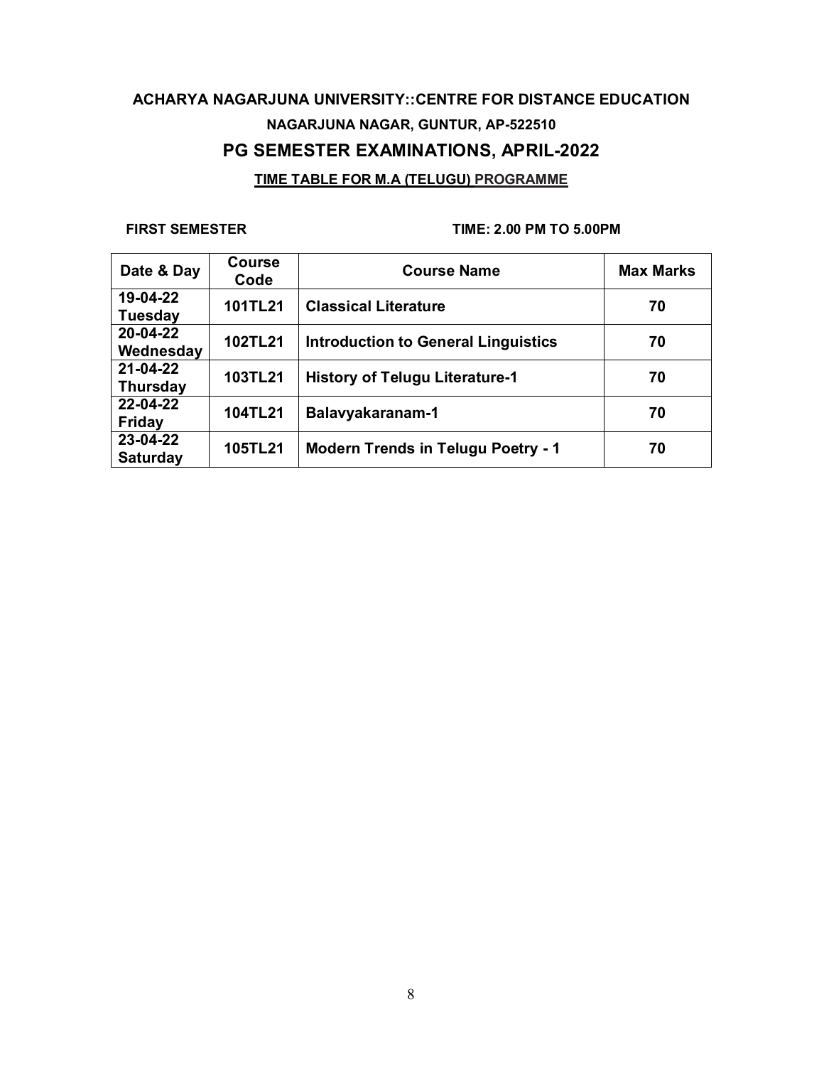**ACHARYA NAGARJUNA UNIVERSITY::CENTRE FOR DISTANCE EDUCATION**

**NAGARJUNA NAGAR, GUNTUR, AP-522510**

## PG SEMESTER EXAMINATIONS, APRIL-2022

**TIME TABLE FOR M.A (TELUGU) PROGRAMME**

**FIRST SEMESTER** **TIME: 2.00 PM TO 5.00PM**

| Date & Day | Course Code | Course Name | Max Marks |
|---|---|---|---|
| 19-04-22 Tuesday | 101TL21 | Classical Literature | 70 |
| 20-04-22 Wednesday | 102TL21 | Introduction to General Linguistics | 70 |
| 21-04-22 Thursday | 103TL21 | History of Telugu Literature-1 | 70 |
| 22-04-22 Friday | 104TL21 | Balavyakaranam-1 | 70 |
| 23-04-22 Saturday | 105TL21 | Modern Trends in Telugu Poetry - 1 | 70 |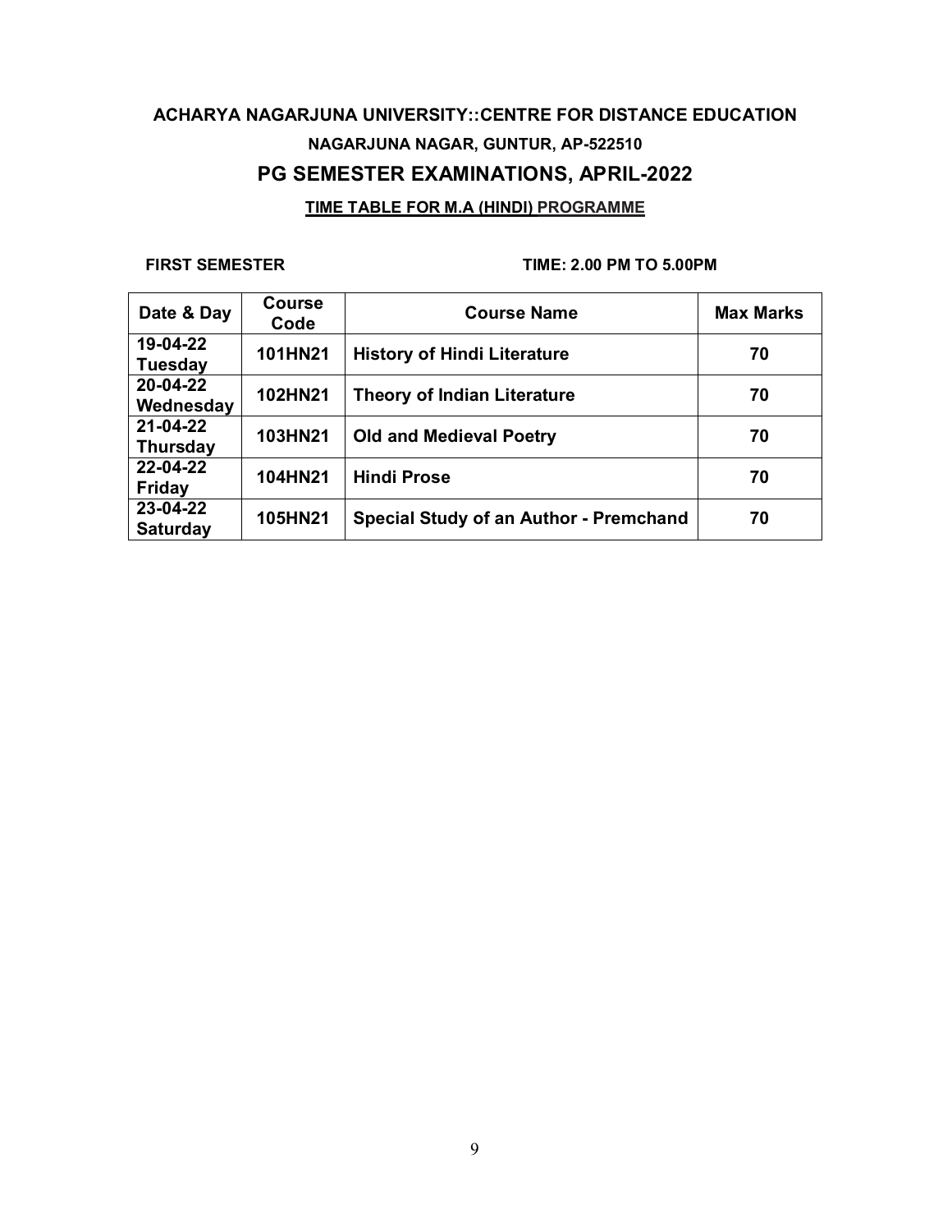## ACHARYA NAGARJUNA UNIVERSITY::CENTRE FOR DISTANCE EDUCATION

### NAGARJUNA NAGAR, GUNTUR, AP-522510

## PG SEMESTER EXAMINATIONS, APRIL-2022

### TIME TABLE FOR M.A (HINDI) PROGRAMME

**FIRST SEMESTER** **TIME: 2.00 PM TO 5.00PM**

| Date & Day | Course Code | Course Name | Max Marks |
|---|---|---|---|
| 19-04-22 Tuesday | 101HN21 | History of Hindi Literature | 70 |
| 20-04-22 Wednesday | 102HN21 | Theory of Indian Literature | 70 |
| 21-04-22 Thursday | 103HN21 | Old and Medieval Poetry | 70 |
| 22-04-22 Friday | 104HN21 | Hindi Prose | 70 |
| 23-04-22 Saturday | 105HN21 | Special Study of an Author - Premchand | 70 |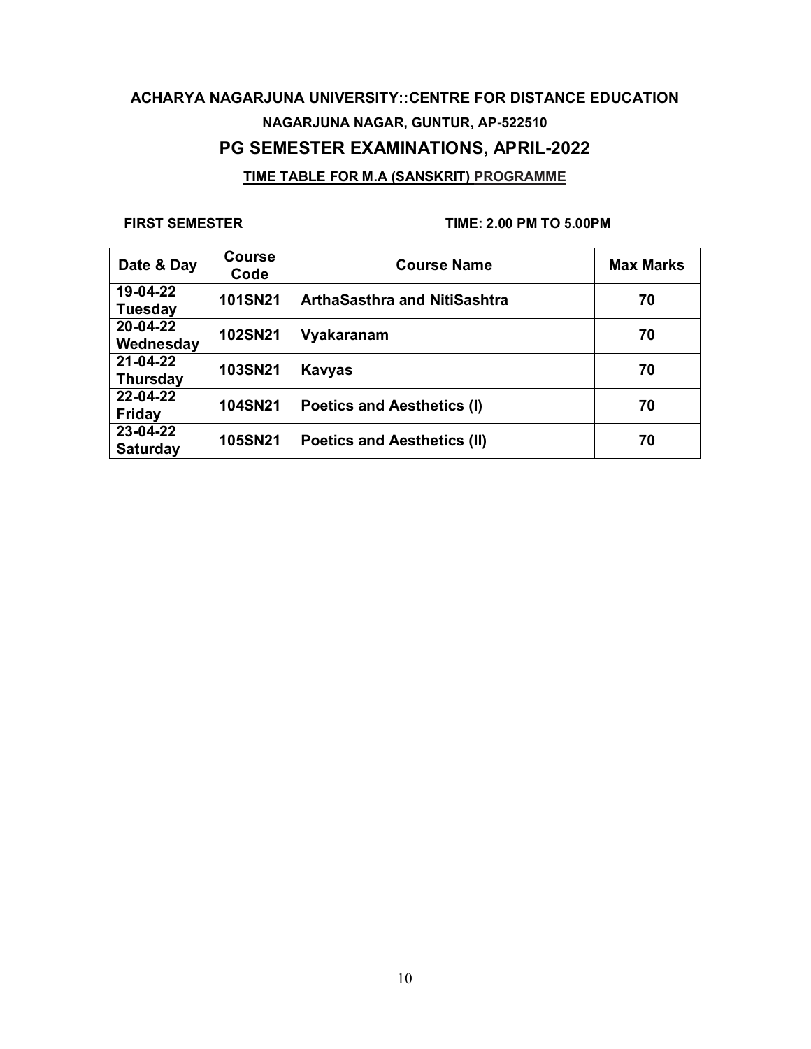**ACHARYA NAGARJUNA UNIVERSITY::CENTRE FOR DISTANCE EDUCATION**

**NAGARJUNA NAGAR, GUNTUR, AP-522510**

## PG SEMESTER EXAMINATIONS, APRIL-2022

**TIME TABLE FOR M.A (SANSKRIT) PROGRAMME**

**FIRST SEMESTER** **TIME: 2.00 PM TO 5.00PM**

| Date & Day | Course Code | Course Name | Max Marks |
|---|---|---|---|
| 19-04-22 Tuesday | 101SN21 | ArthaSasthra and NitiSashtra | 70 |
| 20-04-22 Wednesday | 102SN21 | Vyakaranam | 70 |
| 21-04-22 Thursday | 103SN21 | Kavyas | 70 |
| 22-04-22 Friday | 104SN21 | Poetics and Aesthetics (I) | 70 |
| 23-04-22 Saturday | 105SN21 | Poetics and Aesthetics (II) | 70 |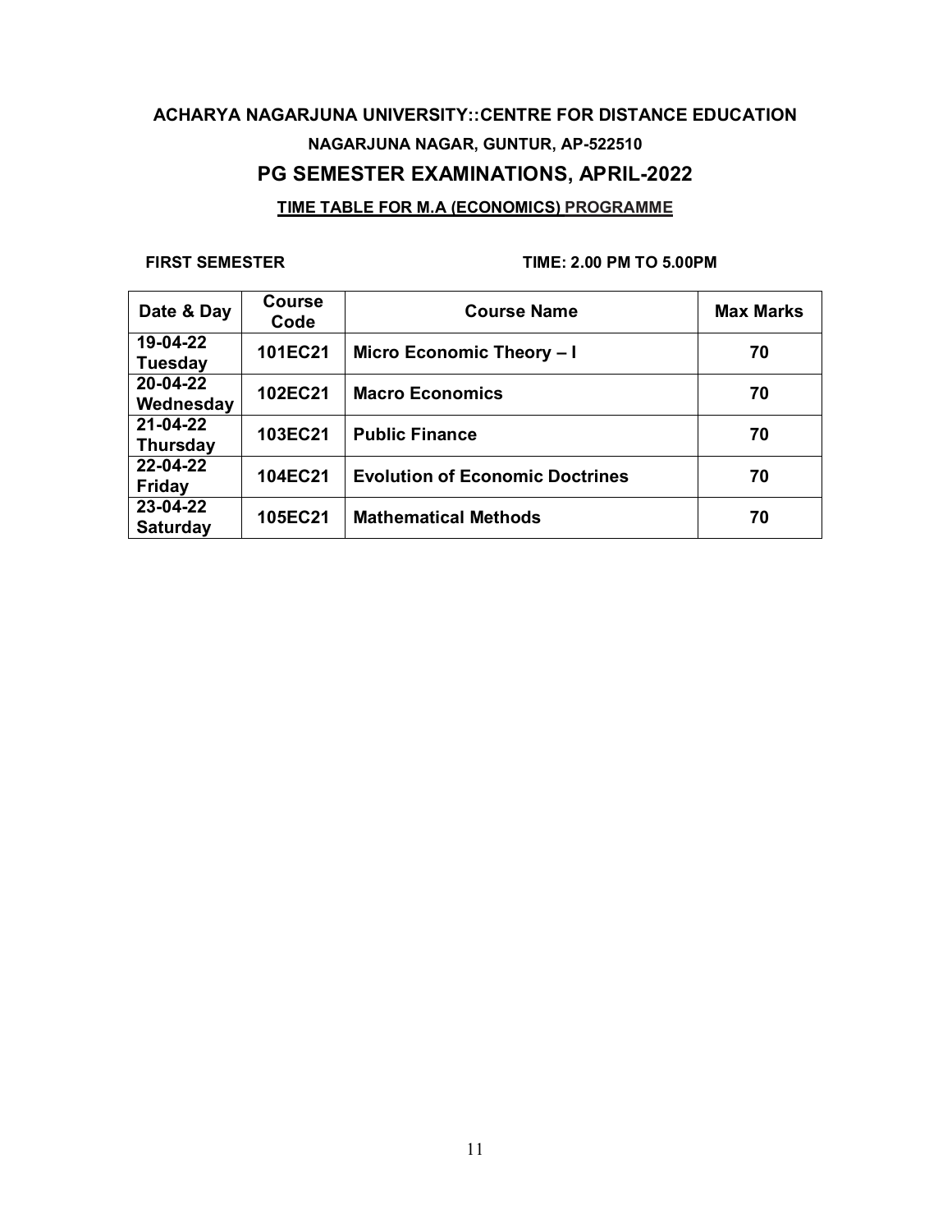# ACHARYA NAGARJUNA UNIVERSITY::CENTRE FOR DISTANCE EDUCATION

### NAGARJUNA NAGAR, GUNTUR, AP-522510

## PG SEMESTER EXAMINATIONS, APRIL-2022

### TIME TABLE FOR M.A (ECONOMICS) PROGRAMME

**FIRST SEMESTER** **TIME: 2.00 PM TO 5.00PM**

| Date & Day | Course Code | Course Name | Max Marks |
|---|---|---|---|
| 19-04-22 Tuesday | 101EC21 | Micro Economic Theory – I | 70 |
| 20-04-22 Wednesday | 102EC21 | Macro Economics | 70 |
| 21-04-22 Thursday | 103EC21 | Public Finance | 70 |
| 22-04-22 Friday | 104EC21 | Evolution of Economic Doctrines | 70 |
| 23-04-22 Saturday | 105EC21 | Mathematical Methods | 70 |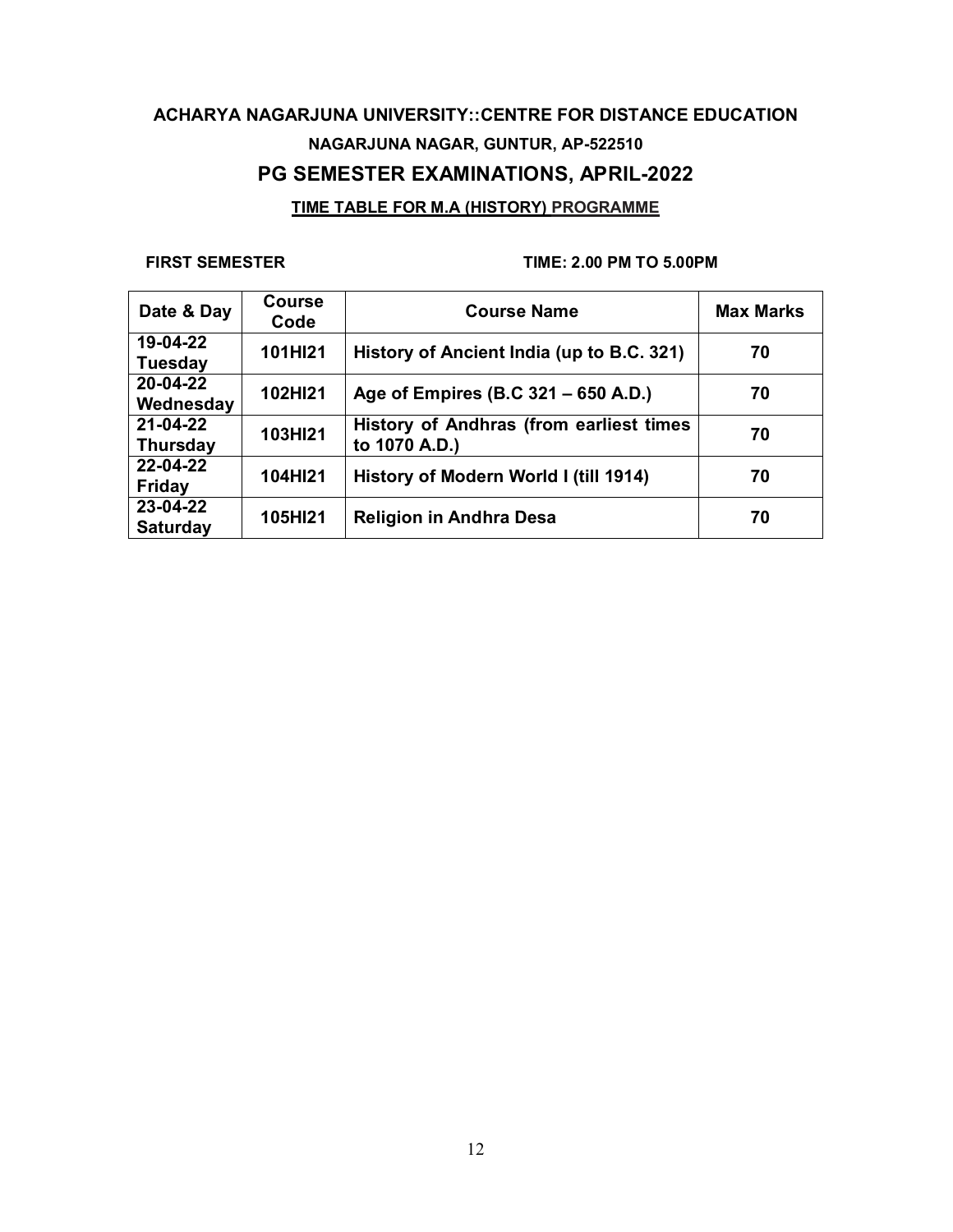**ACHARYA NAGARJUNA UNIVERSITY::CENTRE FOR DISTANCE EDUCATION**

**NAGARJUNA NAGAR, GUNTUR, AP-522510**

## PG SEMESTER EXAMINATIONS, APRIL-2022

**TIME TABLE FOR M.A (HISTORY) PROGRAMME**

**FIRST SEMESTER** **TIME: 2.00 PM TO 5.00PM**

| Date & Day | Course Code | Course Name | Max Marks |
|---|---|---|---|
| 19-04-22 Tuesday | 101HI21 | History of Ancient India (up to B.C. 321) | 70 |
| 20-04-22 Wednesday | 102HI21 | Age of Empires (B.C 321 – 650 A.D.) | 70 |
| 21-04-22 Thursday | 103HI21 | History of Andhras (from earliest times to 1070 A.D.) | 70 |
| 22-04-22 Friday | 104HI21 | History of Modern World I (till 1914) | 70 |
| 23-04-22 Saturday | 105HI21 | Religion in Andhra Desa | 70 |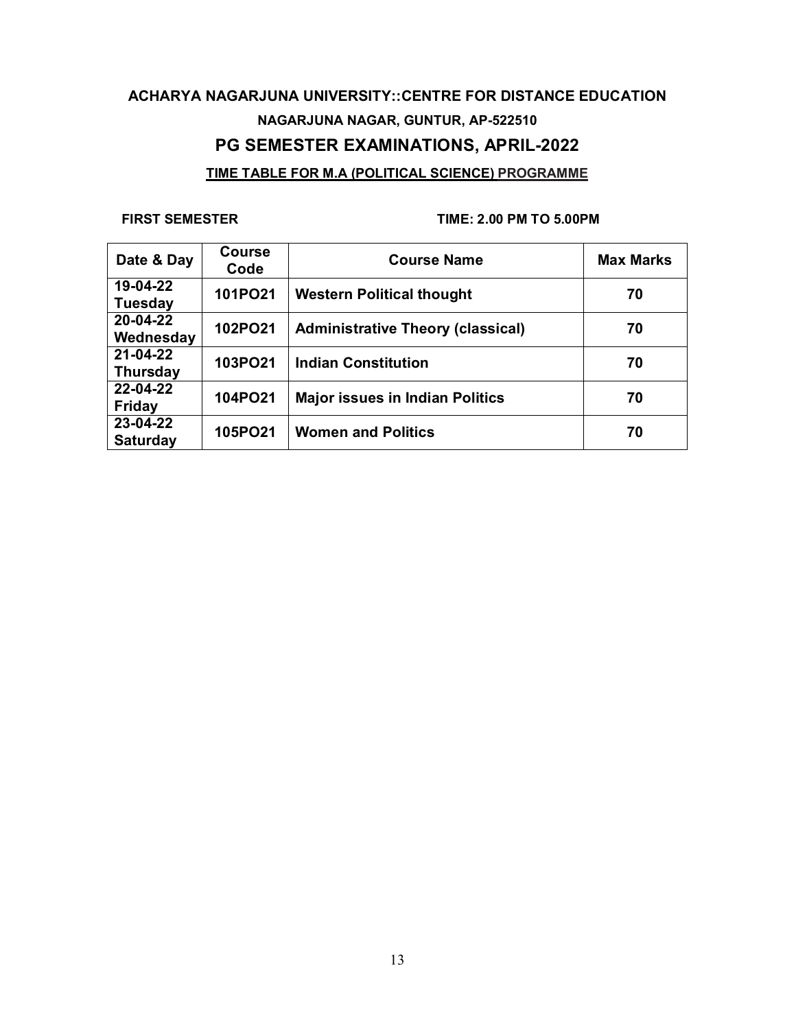# ACHARYA NAGARJUNA UNIVERSITY::CENTRE FOR DISTANCE EDUCATION

### NAGARJUNA NAGAR, GUNTUR, AP-522510

## PG SEMESTER EXAMINATIONS, APRIL-2022

### TIME TABLE FOR M.A (POLITICAL SCIENCE) PROGRAMME

**FIRST SEMESTER** **TIME: 2.00 PM TO 5.00PM**

| Date & Day | Course Code | Course Name | Max Marks |
|---|---|---|---|
| 19-04-22 Tuesday | 101PO21 | Western Political thought | 70 |
| 20-04-22 Wednesday | 102PO21 | Administrative Theory (classical) | 70 |
| 21-04-22 Thursday | 103PO21 | Indian Constitution | 70 |
| 22-04-22 Friday | 104PO21 | Major issues in Indian Politics | 70 |
| 23-04-22 Saturday | 105PO21 | Women and Politics | 70 |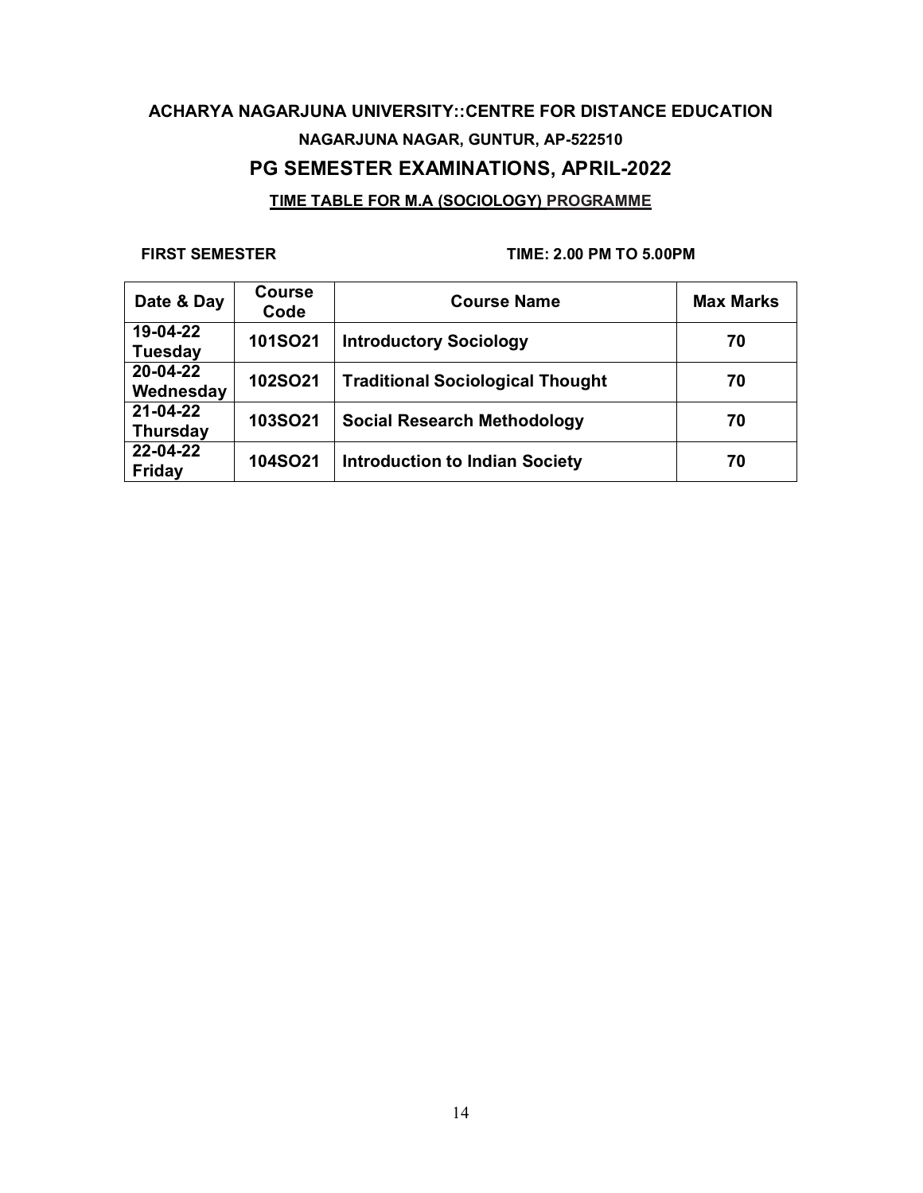**ACHARYA NAGARJUNA UNIVERSITY::CENTRE FOR DISTANCE EDUCATION**

**NAGARJUNA NAGAR, GUNTUR, AP-522510**

## PG SEMESTER EXAMINATIONS, APRIL-2022

**TIME TABLE FOR M.A (SOCIOLOGY) PROGRAMME**

**FIRST SEMESTER** **TIME: 2.00 PM TO 5.00PM**

| Date & Day | Course Code | Course Name | Max Marks |
|---|---|---|---|
| 19-04-22 Tuesday | 101SO21 | Introductory Sociology | 70 |
| 20-04-22 Wednesday | 102SO21 | Traditional Sociological Thought | 70 |
| 21-04-22 Thursday | 103SO21 | Social Research Methodology | 70 |
| 22-04-22 Friday | 104SO21 | Introduction to Indian Society | 70 |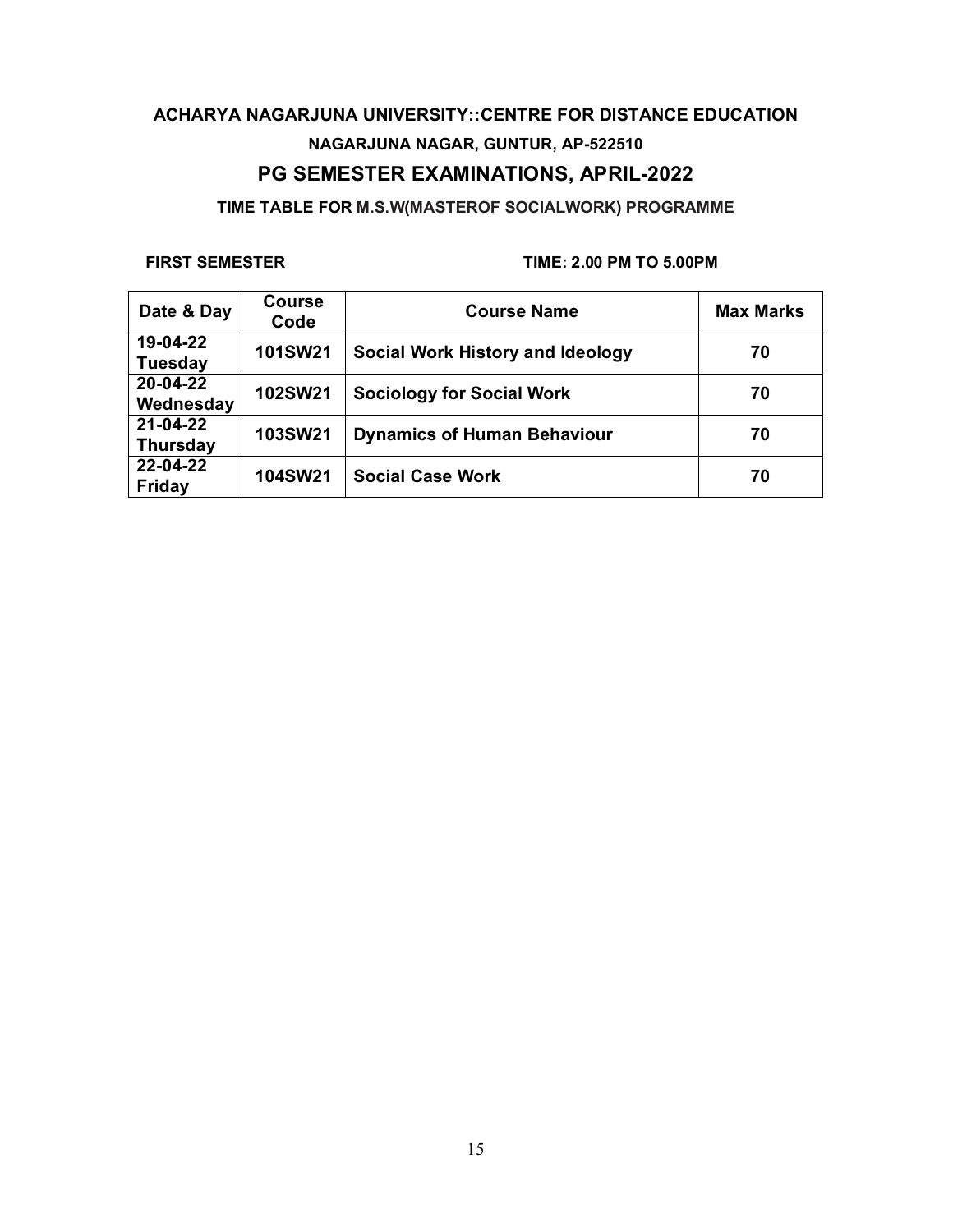**ACHARYA NAGARJUNA UNIVERSITY::CENTRE FOR DISTANCE EDUCATION**

**NAGARJUNA NAGAR, GUNTUR, AP-522510**

## PG SEMESTER EXAMINATIONS, APRIL-2022

**TIME TABLE FOR M.S.W(MASTEROF SOCIALWORK) PROGRAMME**

**FIRST SEMESTER** **TIME: 2.00 PM TO 5.00PM**

| Date & Day | Course Code | Course Name | Max Marks |
|---|---|---|---|
| 19-04-22 Tuesday | 101SW21 | Social Work History and Ideology | 70 |
| 20-04-22 Wednesday | 102SW21 | Sociology for Social Work | 70 |
| 21-04-22 Thursday | 103SW21 | Dynamics of Human Behaviour | 70 |
| 22-04-22 Friday | 104SW21 | Social Case Work | 70 |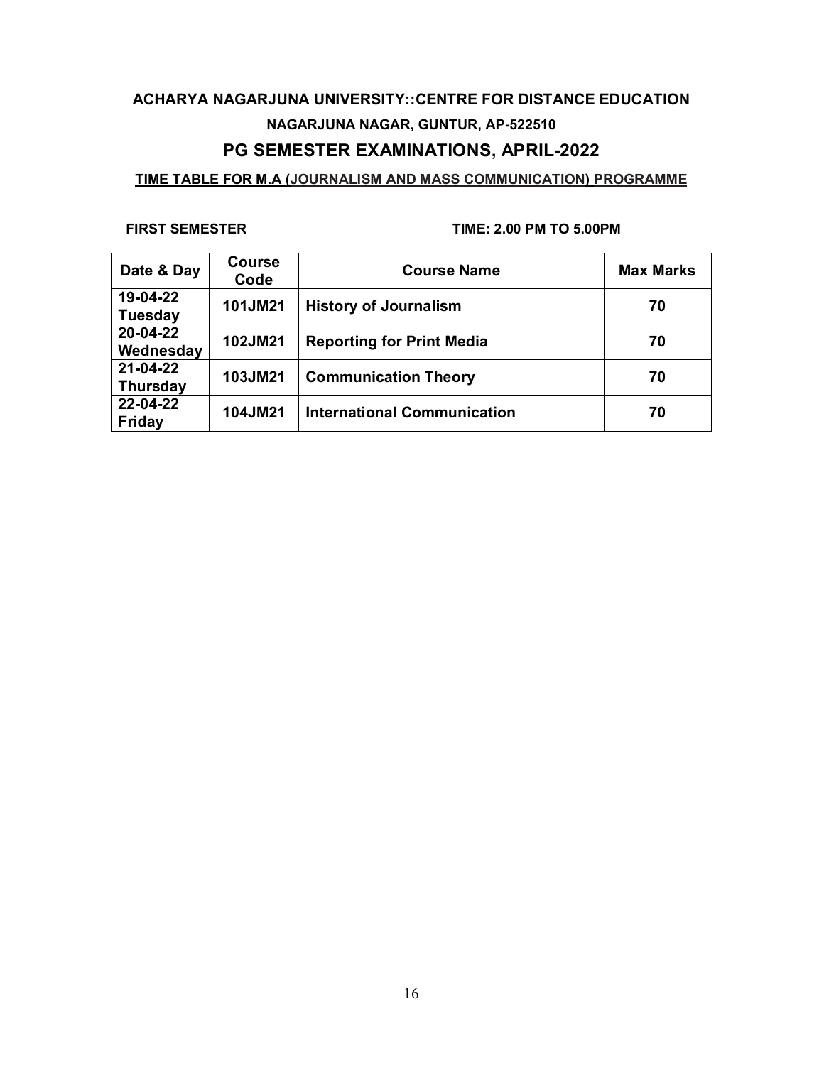## ACHARYA NAGARJUNA UNIVERSITY::CENTRE FOR DISTANCE EDUCATION

### NAGARJUNA NAGAR, GUNTUR, AP-522510

## PG SEMESTER EXAMINATIONS, APRIL-2022

**TIME TABLE FOR M.A (JOURNALISM AND MASS COMMUNICATION) PROGRAMME**

**FIRST SEMESTER** **TIME: 2.00 PM TO 5.00PM**

| Date & Day | Course Code | Course Name | Max Marks |
|---|---|---|---|
| 19-04-22 Tuesday | 101JM21 | History of Journalism | 70 |
| 20-04-22 Wednesday | 102JM21 | Reporting for Print Media | 70 |
| 21-04-22 Thursday | 103JM21 | Communication Theory | 70 |
| 22-04-22 Friday | 104JM21 | International Communication | 70 |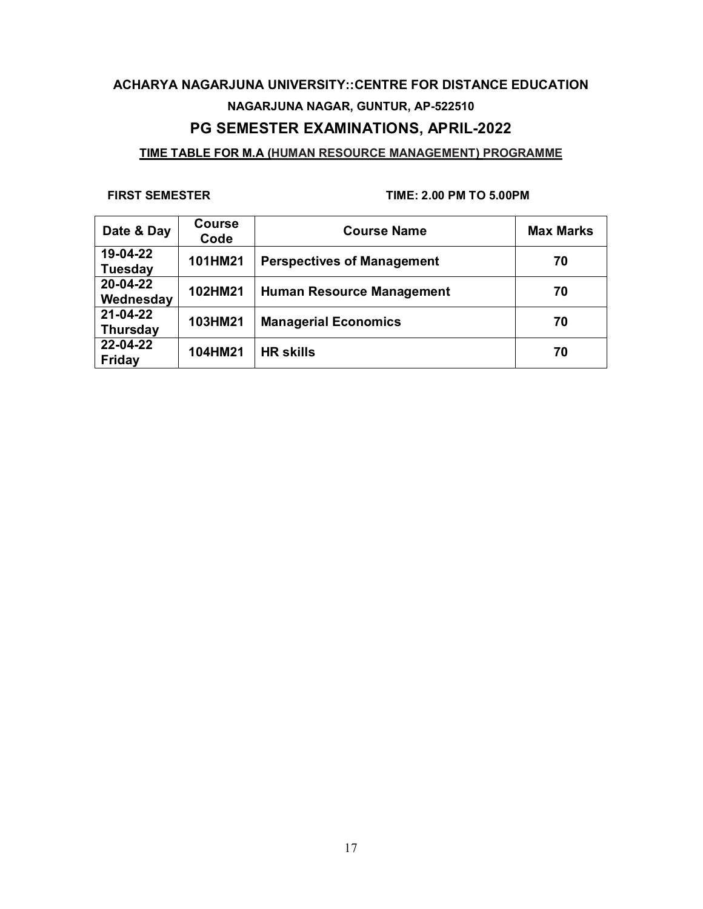# ACHARYA NAGARJUNA UNIVERSITY::CENTRE FOR DISTANCE EDUCATION

### NAGARJUNA NAGAR, GUNTUR, AP-522510

## PG SEMESTER EXAMINATIONS, APRIL-2022

### TIME TABLE FOR M.A (HUMAN RESOURCE MANAGEMENT) PROGRAMME

**FIRST SEMESTER** **TIME: 2.00 PM TO 5.00PM**

| Date & Day | Course Code | Course Name | Max Marks |
|---|---|---|---|
| 19-04-22 Tuesday | 101HM21 | Perspectives of Management | 70 |
| 20-04-22 Wednesday | 102HM21 | Human Resource Management | 70 |
| 21-04-22 Thursday | 103HM21 | Managerial Economics | 70 |
| 22-04-22 Friday | 104HM21 | HR skills | 70 |